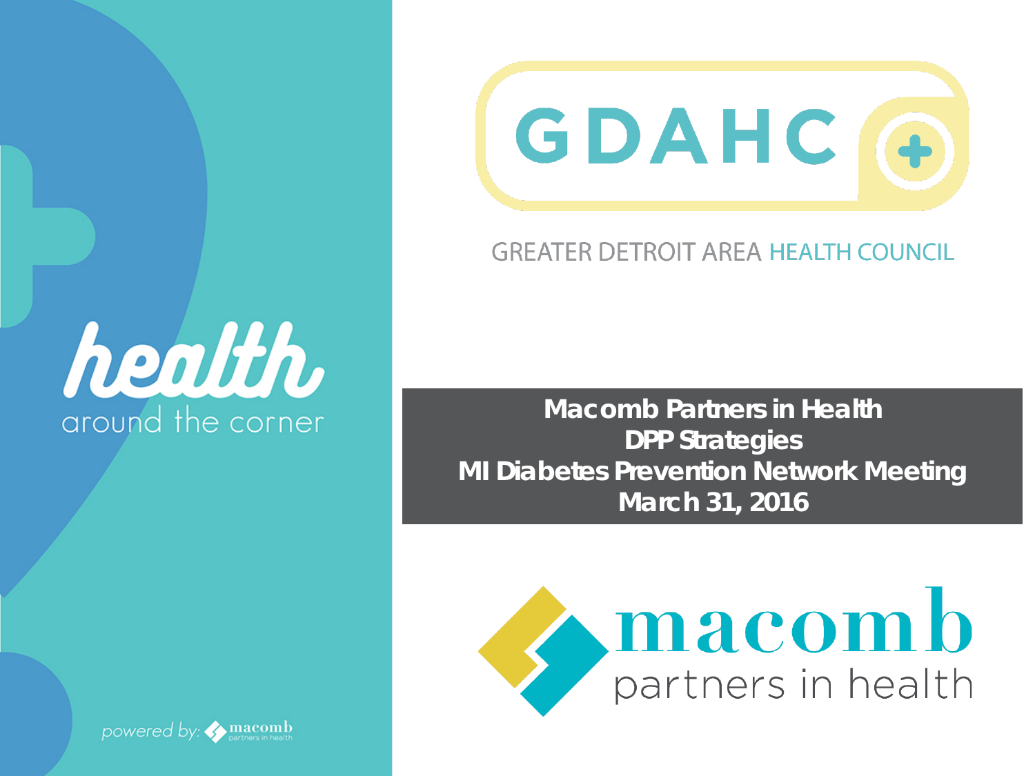health

around the corner

powered by: macomb partners in health

GDAHC

GREATER DETROIT AREA HEALTH COUNCIL

**Macomb Partners in Health**
**DPP Strategies**
**MI Diabetes Prevention Network Meeting**
**March 31, 2016**

macomb

partners in health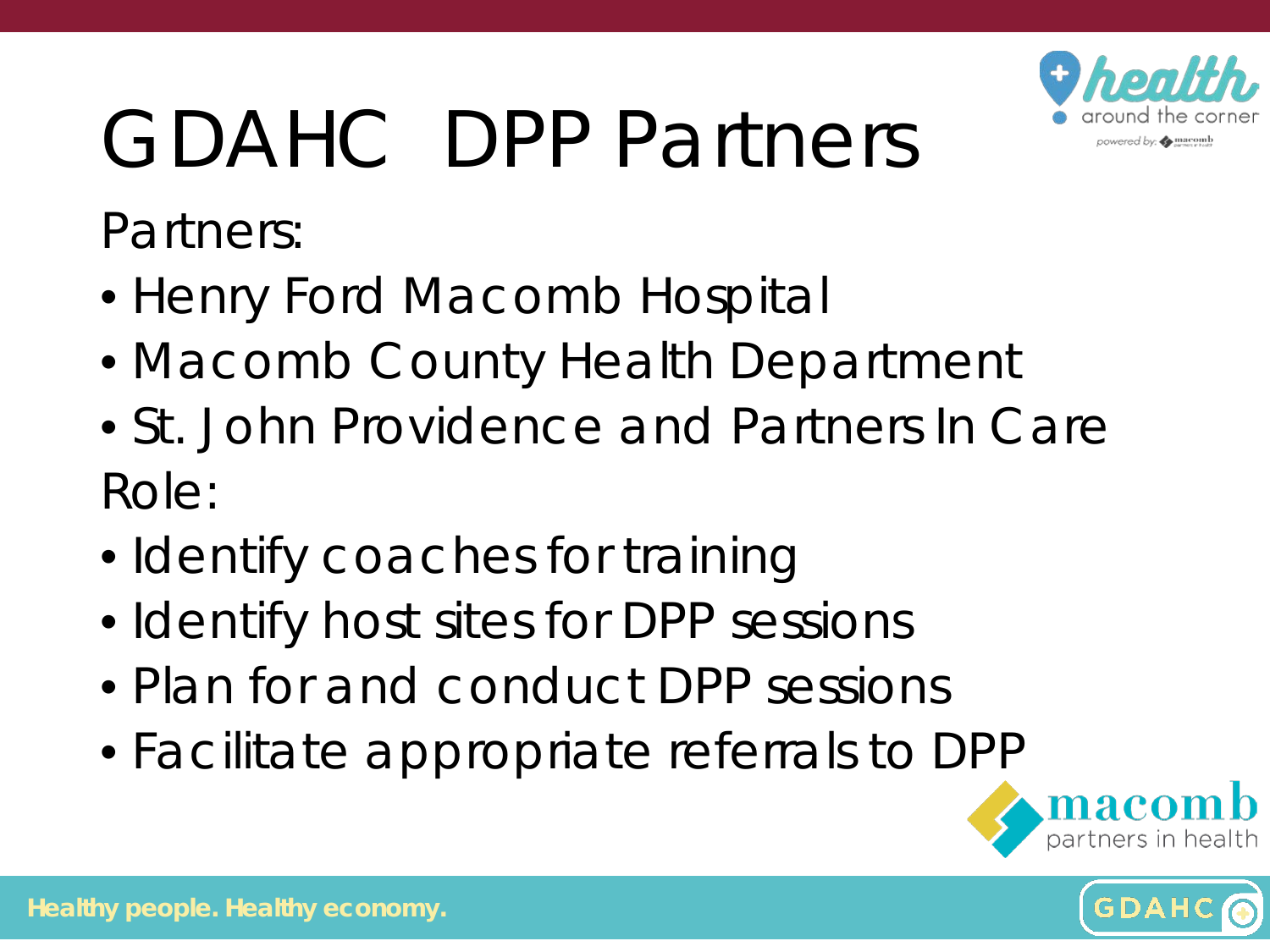# GDAHC DPP Partners

Partners:

- Henry Ford Macomb Hospital
- Macomb County Health Department
- St. John Providence and Partners In Care

Role:

- Identify coaches for training
- Identify host sites for DPP sessions
- Plan for and conduct DPP sessions
- Facilitate appropriate referrals to DPP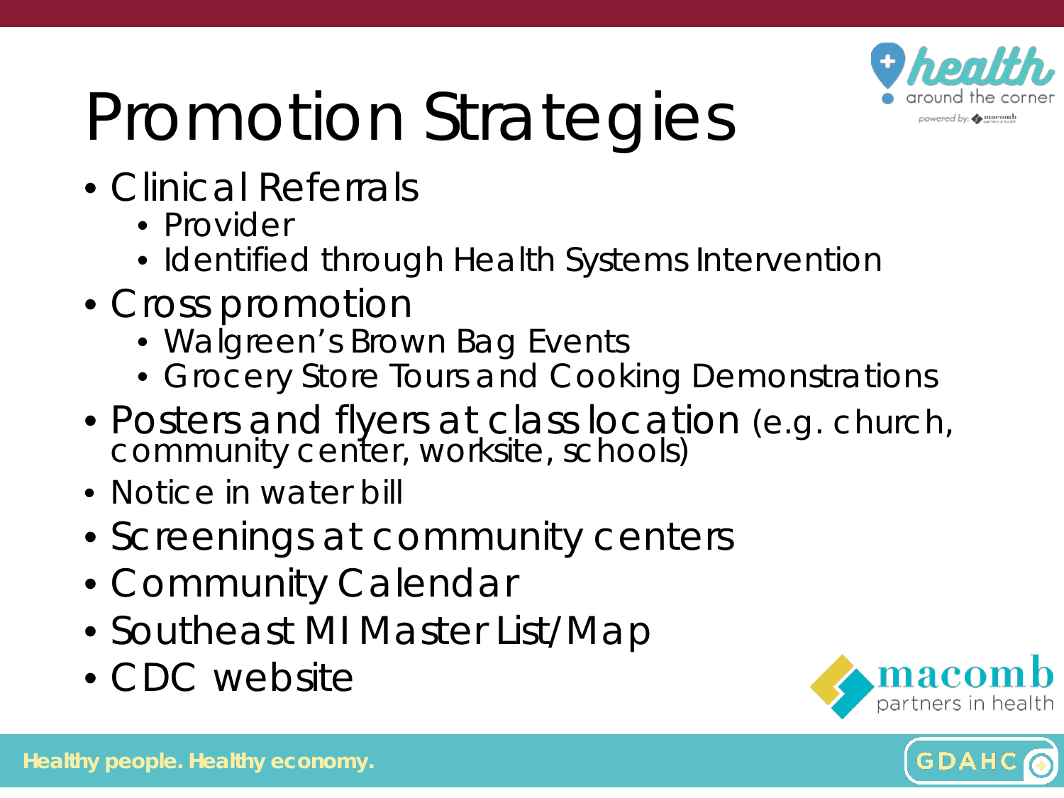# Promotion Strategies

- Clinical Referrals
  - Provider
  - Identified through Health Systems Intervention
- Cross promotion
  - Walgreen's Brown Bag Events
  - Grocery Store Tours and Cooking Demonstrations
- Posters and flyers at class location (e.g. church, community center, worksite, schools)
- Notice in water bill
- Screenings at community centers
- Community Calendar
- Southeast MI Master List/Map
- CDC website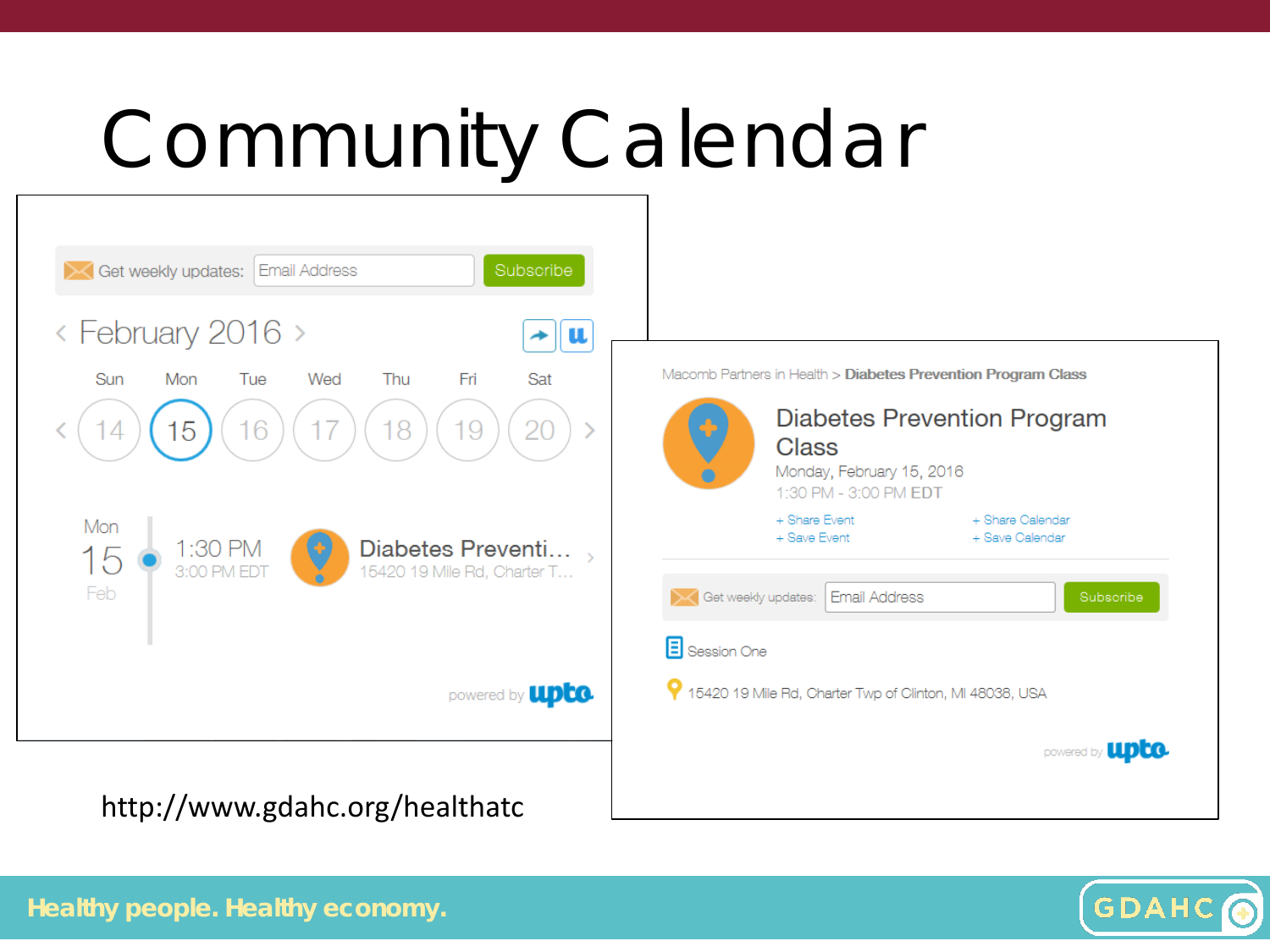# Community Calendar

Get weekly updates: Email Address Subscribe

February 2016

| Sun | Mon | Tue | Wed | Thu | Fri | Sat |
|---|---|---|---|---|---|---|
| 14 | 15 | 16 | 17 | 18 | 19 | 20 |

Mon 15 Feb — 1:30 PM 3:00 PM EDT — Diabetes Preventi... 15420 19 Mile Rd, Charter T...

powered by upto

Macomb Partners in Health > **Diabetes Prevention Program Class**

## Diabetes Prevention Program Class

Monday, February 15, 2016

1:30 PM - 3:00 PM EDT

+ Share Event
+ Save Event
+ Share Calendar
+ Save Calendar

Get weekly updates: Email Address Subscribe

Session One

15420 19 Mile Rd, Charter Twp of Clinton, MI 48038, USA

powered by upto

http://www.gdahc.org/healthatc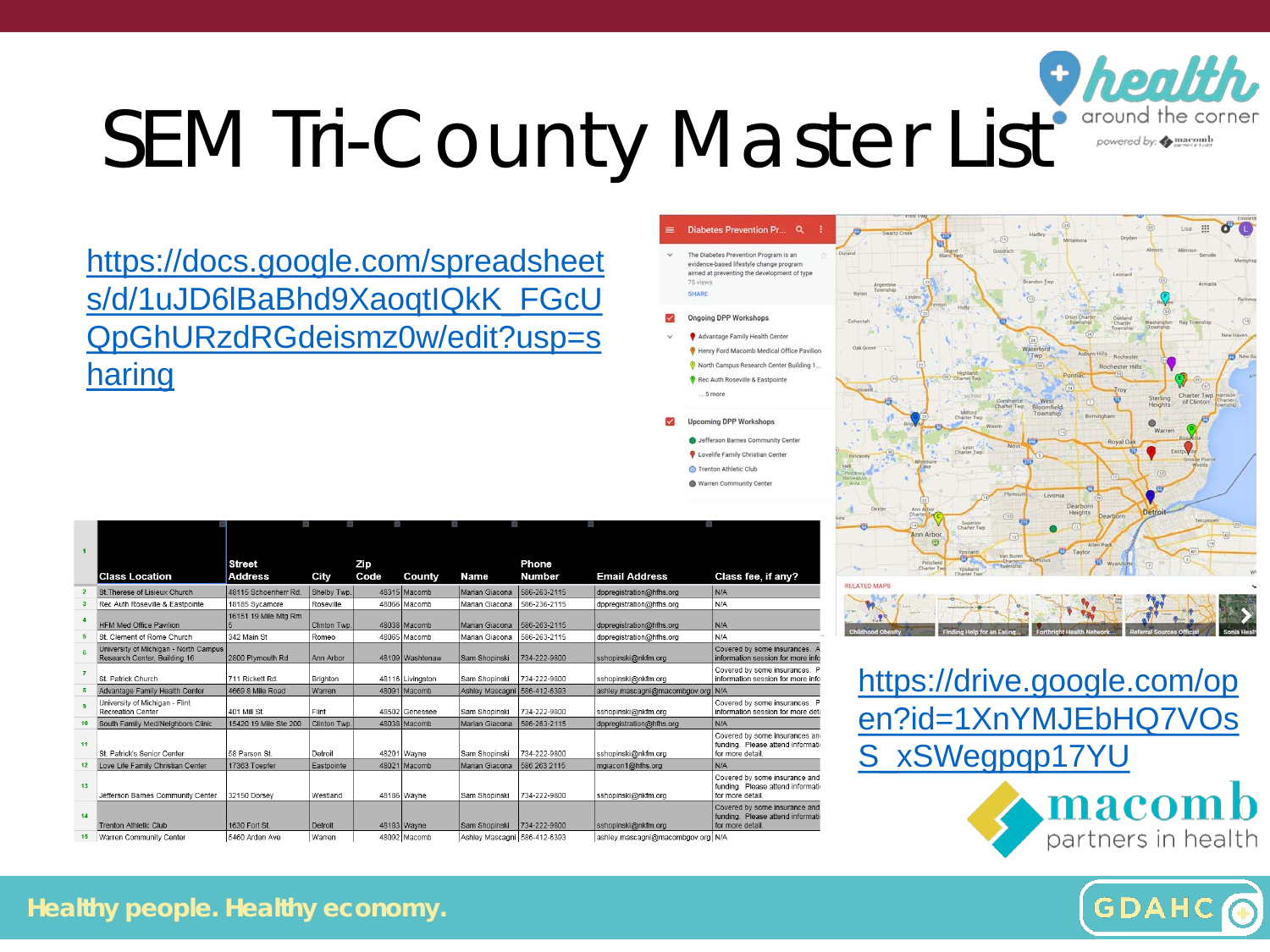# SEM Tri-County Master List

https://docs.google.com/spreadsheets/d/1uJD6lBaBhd9XaoqtIQkK_FGcUQpGhURzdRGdeismz0w/edit?usp=sharing

| | Class Location | Street Address | City | Zip Code | County | Name | Phone Number | Email Address | Class fee, if any? |
|---|---|---|---|---|---|---|---|---|---|
| 2 | St. Therese of Lisieux Church | 48115 Schoenherr Rd. | Shelby Twp. | 48315 | Macomb | Marian Giacona | 586-263-2115 | dppregistration@hfhs.org | N/A |
| 3 | Rec Auth Roseville & Eastpointe | 18185 Sycamore | Roseville | 48066 | Macomb | Marian Giacona | 586-236-2115 | dppregistration@hfhs.org | N/A |
| 4 | HFM Med Office Pavilion | 16151 19 Mile Mtg Rm 5 | Clinton Twp. | 48038 | Macomb | Marian Giacona | 586-263-2115 | dppregistration@hfhs.org | N/A |
| 5 | St. Clement of Rome Church | 342 Main St | Romeo | 48065 | Macomb | Marian Giacona | 586-263-2115 | dppregistration@hfhs.org | N/A |
| 6 | University of Michigan - North Campus Research Center, Building 16 | 2800 Plymouth Rd | Ann Arbor | 48109 | Washtenaw | Sam Shopinski | 734-222-9800 | sshopinski@nkfm.org | Covered by some insurances. A information session for more info |
| 7 | St. Patrick Church | 711 Rickett Rd. | Brighton | 48116 | Livingston | Sam Shopinski | 734-222-9800 | sshopinski@nkfm.org | Covered by some insurances. P information session for more info |
| 8 | Advantage Family Health Center | 4669 8 Mile Road | Warren | 48091 | Macomb | Ashley Mascagni | 586-412-6393 | ashley.mascagni@macombgov.org | N/A |
| 9 | University of Michigan - Flint Recreation Center | 401 Mill St. | Flint | 48502 | Genessee | Sam Shopinski | 734-222-9800 | sshopinski@nkfm.org | Covered by some insurances. P information session for more det |
| 10 | South Family Med/Neighbors Clinic | 15420 19 Mile Ste 200 | Clinton Twp. | 48038 | Macomb | Marian Giacona | 586-263-2115 | dppregistration@hfhs.org | N/A |
| 11 | St. Patrick's Senior Center | 58 Parson St. | Detroit | 48201 | Wayne | Sam Shopinski | 734-222-9800 | sshopinski@nkfm.org | Covered by some insurances an funding. Please attend informati for more detail. |
| 12 | Love Life Family Christian Center | 17363 Toepfer | Eastpointe | 48021 | Macomb | Marian Giacona | 586 263 2115 | mgiacon1@hfhs.org | N/A |
| 13 | Jefferson Barnes Community Center | 32150 Dorsey | Westland | 48186 | Wayne | Sam Shopinski | 734-222-9800 | sshopinski@nkfm.org | Covered by some insurance and funding. Please attend informati for more detail. |
| 14 | Trenton Athletic Club | 1630 Fort St. | Detroit | 48183 | Wayne | Sam Shopinski | 734-222-9800 | sshopinski@nkfm.org | Covered by some insurances and funding. Please attend informati for more detail. |
| 15 | Warren Community Center | 5460 Arden Ave | Warren | 48092 | Macomb | Ashley Mascagni | 586-412-6393 | ashley.mascagni@macombgov.org | N/A |

https://drive.google.com/open?id=1XnYMJEbHQ7VOsS_xSWegpqp17YU

Healthy people. Healthy economy.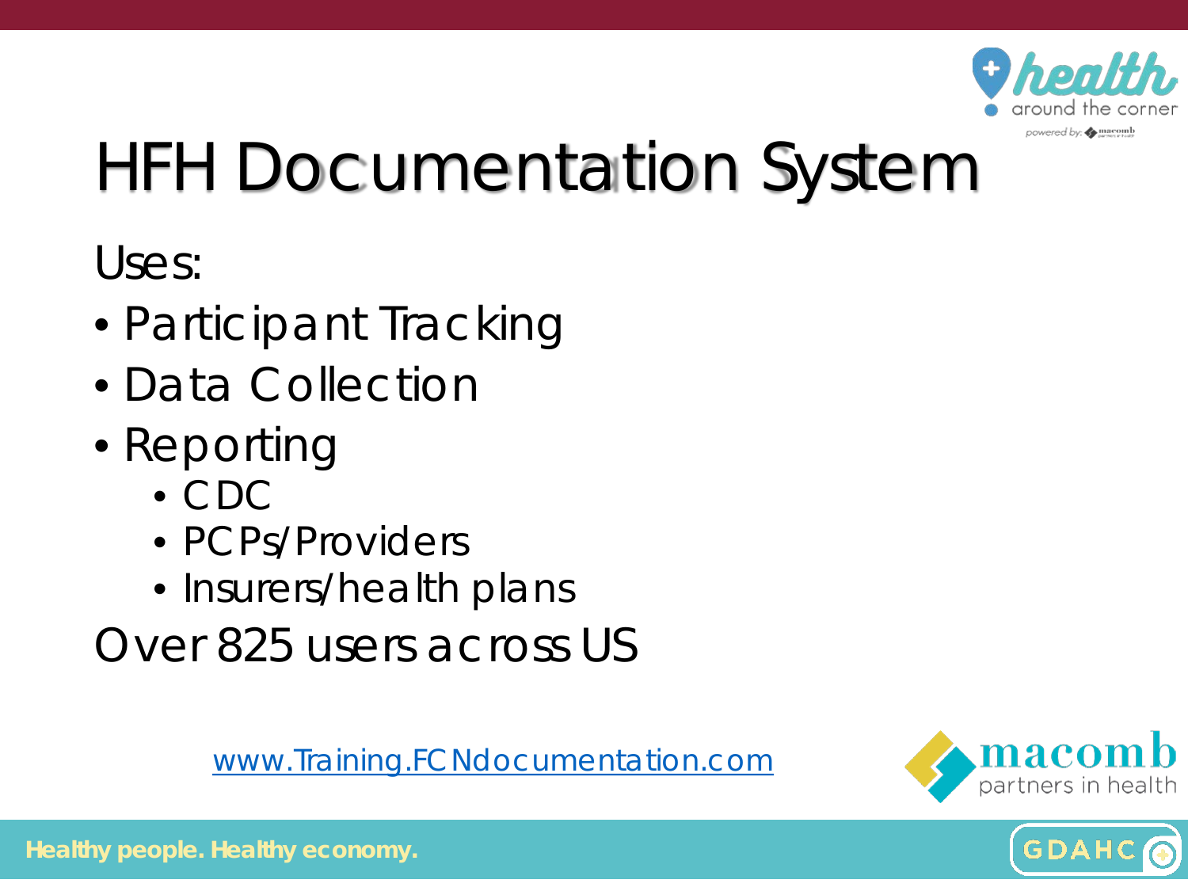# HFH Documentation System

Uses:

- Participant Tracking
- Data Collection
- Reporting
  - CDC
  - PCPs/Providers
  - Insurers/health plans

Over 825 users across US

www.Training.FCNdocumentation.com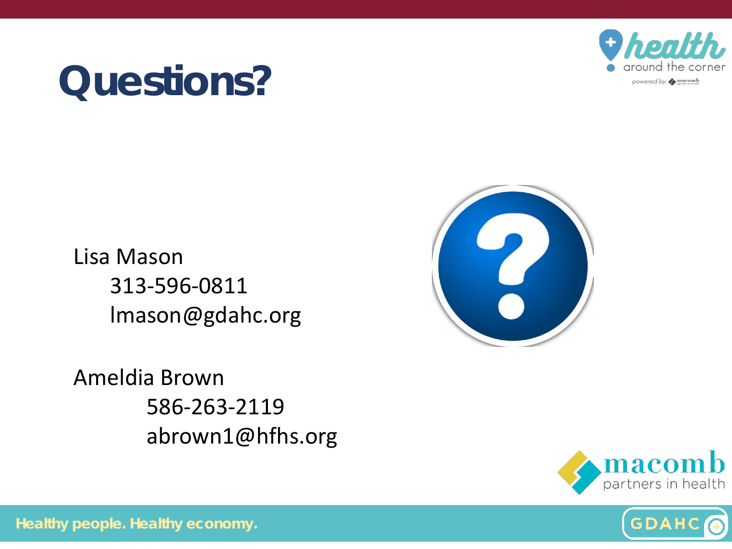# Questions?

Lisa Mason
313-596-0811
lmason@gdahc.org

Ameldia Brown
586-263-2119
abrown1@hfhs.org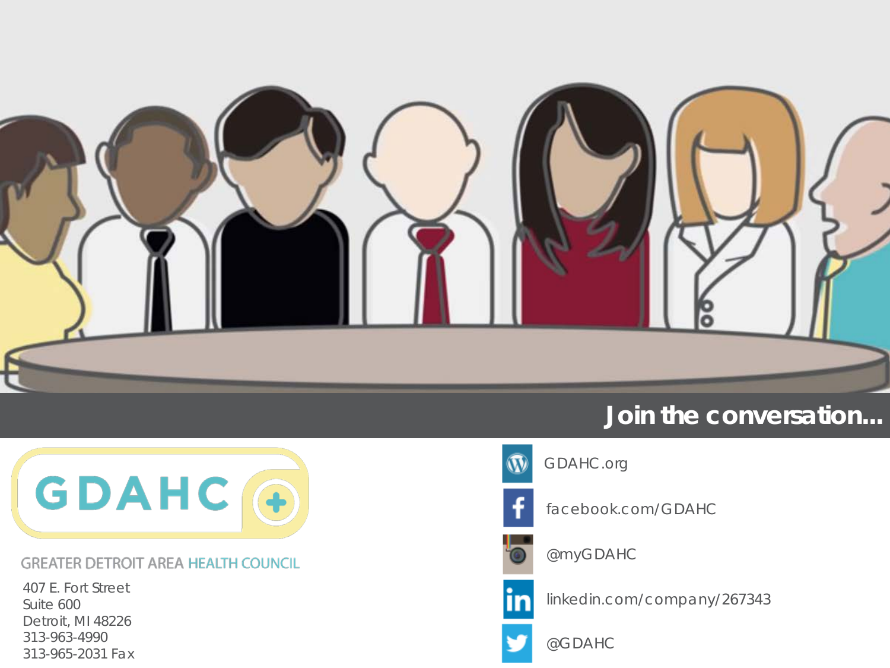**Join the conversation...**

GDAHC

GREATER DETROIT AREA HEALTH COUNCIL

407 E. Fort Street
Suite 600
Detroit, MI 48226
313-963-4990
313-965-2031 Fax

GDAHC.org

facebook.com/GDAHC

@myGDAHC

linkedin.com/company/267343

@GDAHC